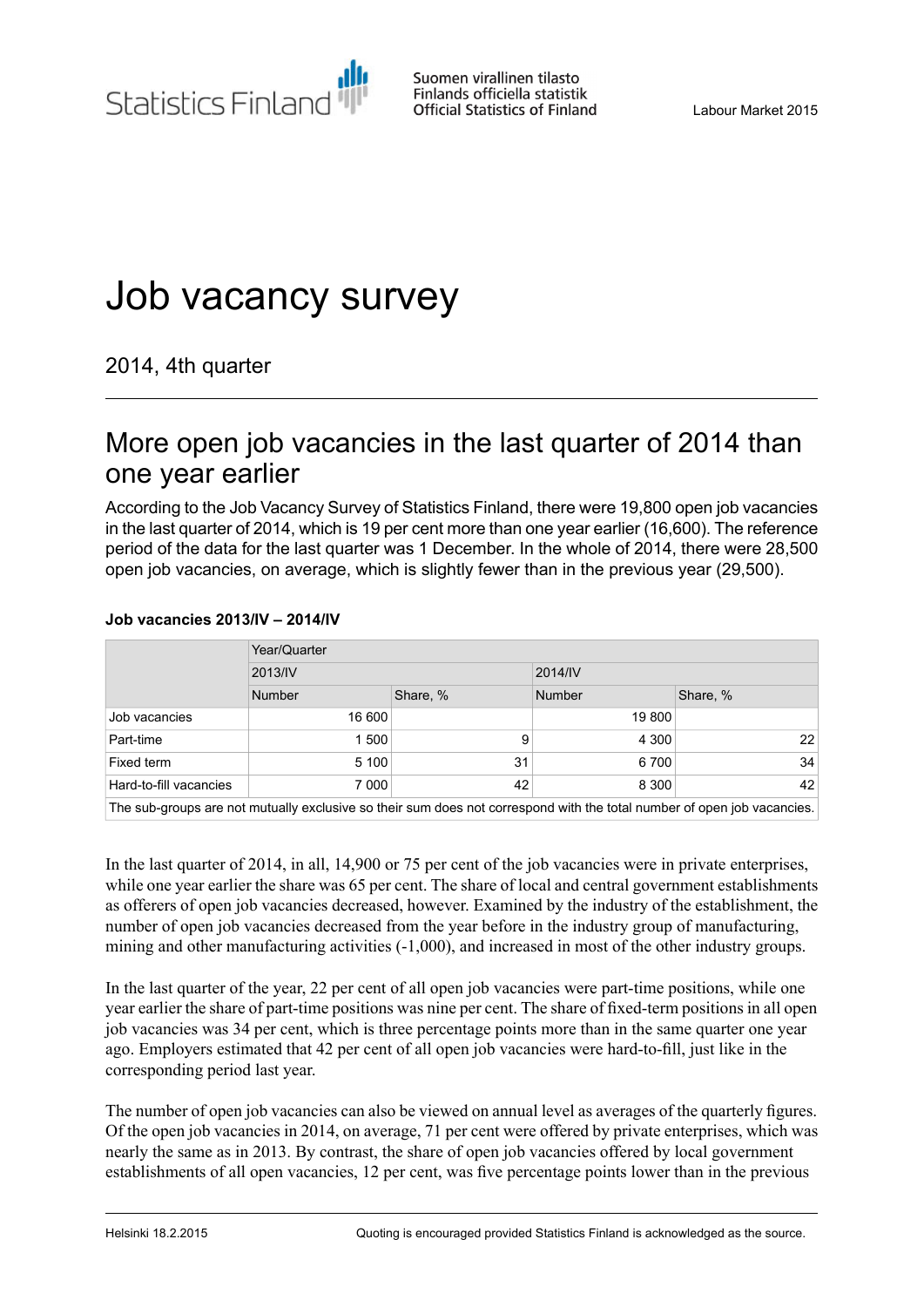Statistics Finland

Suomen virallinen tilasto
Finlands officiella statistik
Official Statistics of Finland

Labour Market 2015

# Job vacancy survey

2014, 4th quarter

## More open job vacancies in the last quarter of 2014 than one year earlier

According to the Job Vacancy Survey of Statistics Finland, there were 19,800 open job vacancies in the last quarter of 2014, which is 19 per cent more than one year earlier (16,600). The reference period of the data for the last quarter was 1 December. In the whole of 2014, there were 28,500 open job vacancies, on average, which is slightly fewer than in the previous year (29,500).

**Job vacancies 2013/IV – 2014/IV**

| | Year/Quarter | | | |
|---|---|---|---|---|
| | 2013/IV | | 2014/IV | |
| | Number | Share, % | Number | Share, % |
| Job vacancies | 16 600 | | 19 800 | |
| Part-time | 1 500 | 9 | 4 300 | 22 |
| Fixed term | 5 100 | 31 | 6 700 | 34 |
| Hard-to-fill vacancies | 7 000 | 42 | 8 300 | 42 |

The sub-groups are not mutually exclusive so their sum does not correspond with the total number of open job vacancies.

In the last quarter of 2014, in all, 14,900 or 75 per cent of the job vacancies were in private enterprises, while one year earlier the share was 65 per cent. The share of local and central government establishments as offerers of open job vacancies decreased, however. Examined by the industry of the establishment, the number of open job vacancies decreased from the year before in the industry group of manufacturing, mining and other manufacturing activities (-1,000), and increased in most of the other industry groups.

In the last quarter of the year, 22 per cent of all open job vacancies were part-time positions, while one year earlier the share of part-time positions was nine per cent. The share of fixed-term positions in all open job vacancies was 34 per cent, which is three percentage points more than in the same quarter one year ago. Employers estimated that 42 per cent of all open job vacancies were hard-to-fill, just like in the corresponding period last year.

The number of open job vacancies can also be viewed on annual level as averages of the quarterly figures. Of the open job vacancies in 2014, on average, 71 per cent were offered by private enterprises, which was nearly the same as in 2013. By contrast, the share of open job vacancies offered by local government establishments of all open vacancies, 12 per cent, was five percentage points lower than in the previous

Helsinki 18.2.2015 Quoting is encouraged provided Statistics Finland is acknowledged as the source.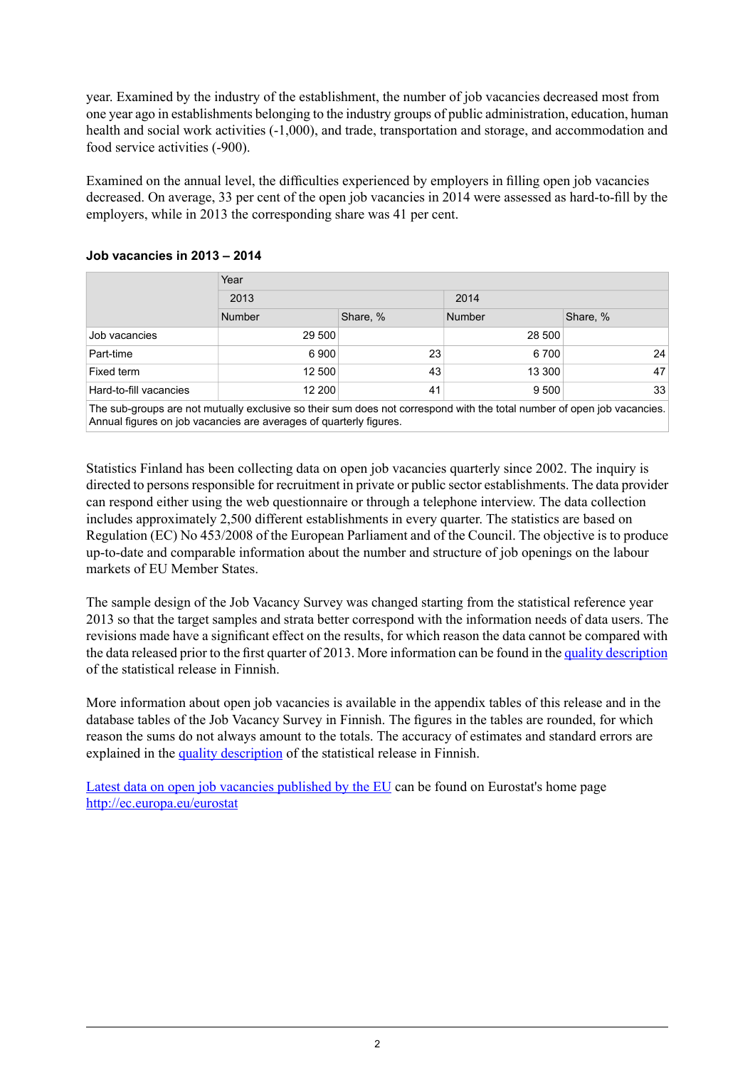year. Examined by the industry of the establishment, the number of job vacancies decreased most from one year ago in establishments belonging to the industry groups of public administration, education, human health and social work activities (-1,000), and trade, transportation and storage, and accommodation and food service activities (-900).

Examined on the annual level, the difficulties experienced by employers in filling open job vacancies decreased. On average, 33 per cent of the open job vacancies in 2014 were assessed as hard-to-fill by the employers, while in 2013 the corresponding share was 41 per cent.

**Job vacancies in 2013 – 2014**

| | Year | | | |
|---|---|---|---|---|
| | 2013 | | 2014 | |
| | Number | Share, % | Number | Share, % |
| Job vacancies | 29 500 | | 28 500 | |
| Part-time | 6 900 | 23 | 6 700 | 24 |
| Fixed term | 12 500 | 43 | 13 300 | 47 |
| Hard-to-fill vacancies | 12 200 | 41 | 9 500 | 33 |

The sub-groups are not mutually exclusive so their sum does not correspond with the total number of open job vacancies. Annual figures on job vacancies are averages of quarterly figures.

Statistics Finland has been collecting data on open job vacancies quarterly since 2002. The inquiry is directed to persons responsible for recruitment in private or public sector establishments. The data provider can respond either using the web questionnaire or through a telephone interview. The data collection includes approximately 2,500 different establishments in every quarter. The statistics are based on Regulation (EC) No 453/2008 of the European Parliament and of the Council. The objective is to produce up-to-date and comparable information about the number and structure of job openings on the labour markets of EU Member States.

The sample design of the Job Vacancy Survey was changed starting from the statistical reference year 2013 so that the target samples and strata better correspond with the information needs of data users. The revisions made have a significant effect on the results, for which reason the data cannot be compared with the data released prior to the first quarter of 2013. More information can be found in the quality description of the statistical release in Finnish.

More information about open job vacancies is available in the appendix tables of this release and in the database tables of the Job Vacancy Survey in Finnish. The figures in the tables are rounded, for which reason the sums do not always amount to the totals. The accuracy of estimates and standard errors are explained in the quality description of the statistical release in Finnish.

Latest data on open job vacancies published by the EU can be found on Eurostat's home page http://ec.europa.eu/eurostat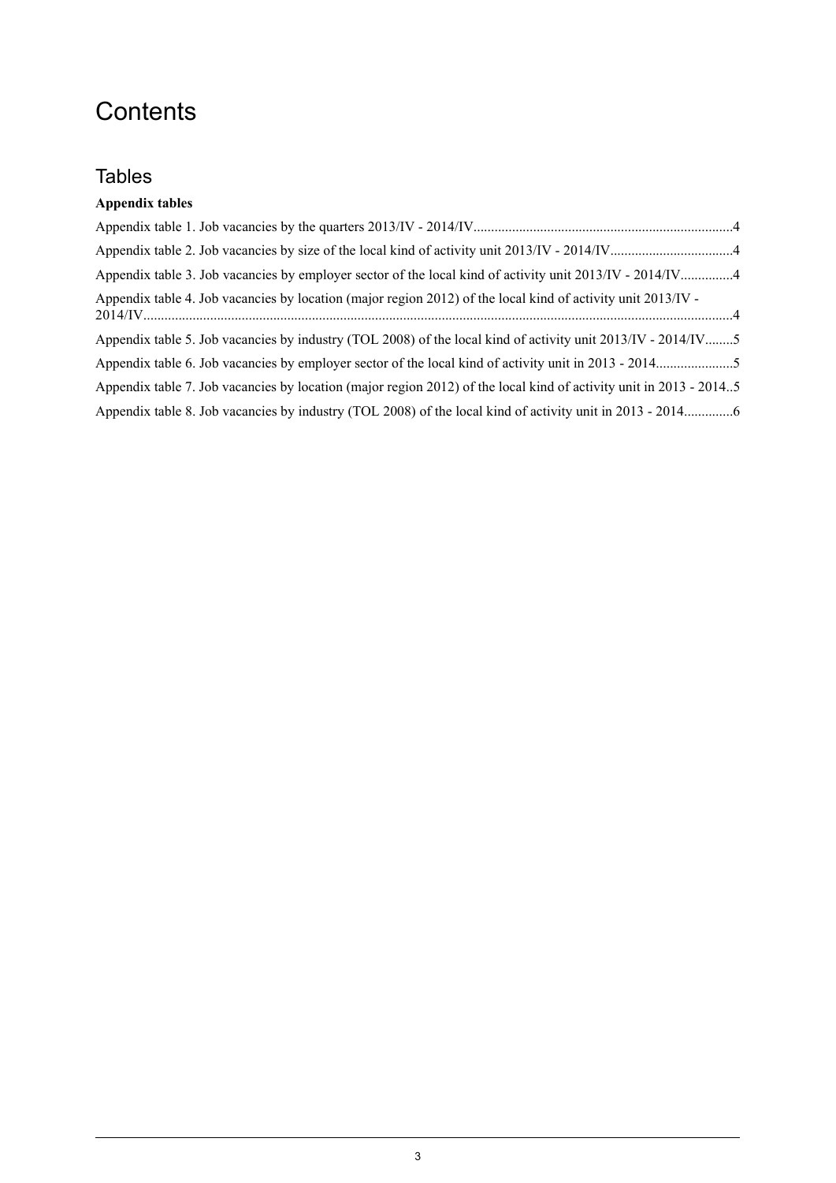# Contents

## Tables

**Appendix tables**

Appendix table 1. Job vacancies by the quarters 2013/IV - 2014/IV.........................................................................4

Appendix table 2. Job vacancies by size of the local kind of activity unit 2013/IV - 2014/IV..................................4

Appendix table 3. Job vacancies by employer sector of the local kind of activity unit 2013/IV - 2014/IV..............4

Appendix table 4. Job vacancies by location (major region 2012) of the local kind of activity unit 2013/IV - 2014/IV.......................................................................................................................................................................4

Appendix table 5. Job vacancies by industry (TOL 2008) of the local kind of activity unit 2013/IV - 2014/IV........5

Appendix table 6. Job vacancies by employer sector of the local kind of activity unit in 2013 - 2014......................5

Appendix table 7. Job vacancies by location (major region 2012) of the local kind of activity unit in 2013 - 2014..5

Appendix table 8. Job vacancies by industry (TOL 2008) of the local kind of activity unit in 2013 - 2014..............6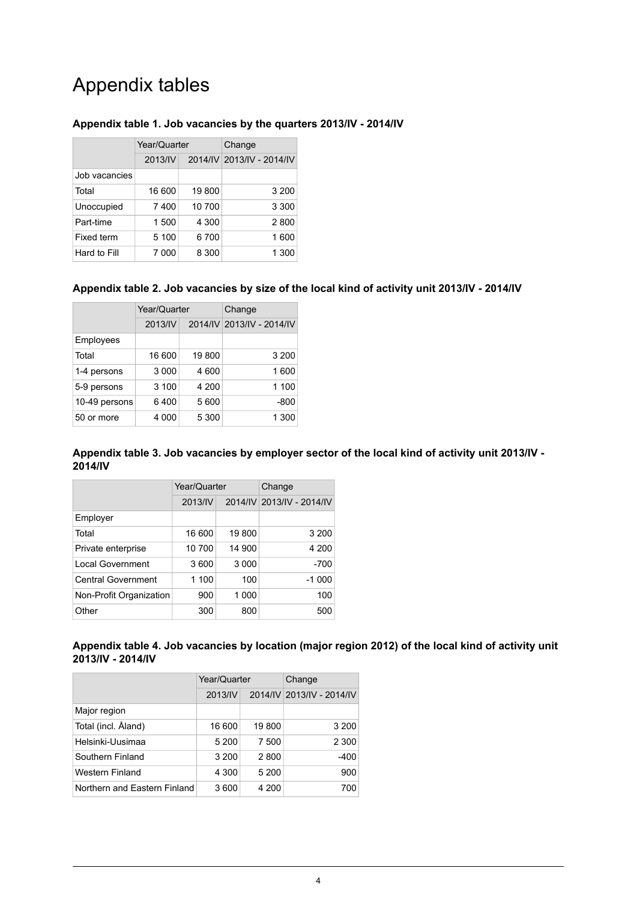# Appendix tables

### Appendix table 1. Job vacancies by the quarters 2013/IV - 2014/IV

| | Year/Quarter | | Change |
|---|---|---|---|
| | 2013/IV | 2014/IV | 2013/IV - 2014/IV |
| Job vacancies | | | |
| Total | 16 600 | 19 800 | 3 200 |
| Unoccupied | 7 400 | 10 700 | 3 300 |
| Part-time | 1 500 | 4 300 | 2 800 |
| Fixed term | 5 100 | 6 700 | 1 600 |
| Hard to Fill | 7 000 | 8 300 | 1 300 |

### Appendix table 2. Job vacancies by size of the local kind of activity unit 2013/IV - 2014/IV

| | Year/Quarter | | Change |
|---|---|---|---|
| | 2013/IV | 2014/IV | 2013/IV - 2014/IV |
| Employees | | | |
| Total | 16 600 | 19 800 | 3 200 |
| 1-4 persons | 3 000 | 4 600 | 1 600 |
| 5-9 persons | 3 100 | 4 200 | 1 100 |
| 10-49 persons | 6 400 | 5 600 | -800 |
| 50 or more | 4 000 | 5 300 | 1 300 |

### Appendix table 3. Job vacancies by employer sector of the local kind of activity unit 2013/IV - 2014/IV

| | Year/Quarter | | Change |
|---|---|---|---|
| | 2013/IV | 2014/IV | 2013/IV - 2014/IV |
| Employer | | | |
| Total | 16 600 | 19 800 | 3 200 |
| Private enterprise | 10 700 | 14 900 | 4 200 |
| Local Government | 3 600 | 3 000 | -700 |
| Central Government | 1 100 | 100 | -1 000 |
| Non-Profit Organization | 900 | 1 000 | 100 |
| Other | 300 | 800 | 500 |

### Appendix table 4. Job vacancies by location (major region 2012) of the local kind of activity unit 2013/IV - 2014/IV

| | Year/Quarter | | Change |
|---|---|---|---|
| | 2013/IV | 2014/IV | 2013/IV - 2014/IV |
| Major region | | | |
| Total (incl. Åland) | 16 600 | 19 800 | 3 200 |
| Helsinki-Uusimaa | 5 200 | 7 500 | 2 300 |
| Southern Finland | 3 200 | 2 800 | -400 |
| Western Finland | 4 300 | 5 200 | 900 |
| Northern and Eastern Finland | 3 600 | 4 200 | 700 |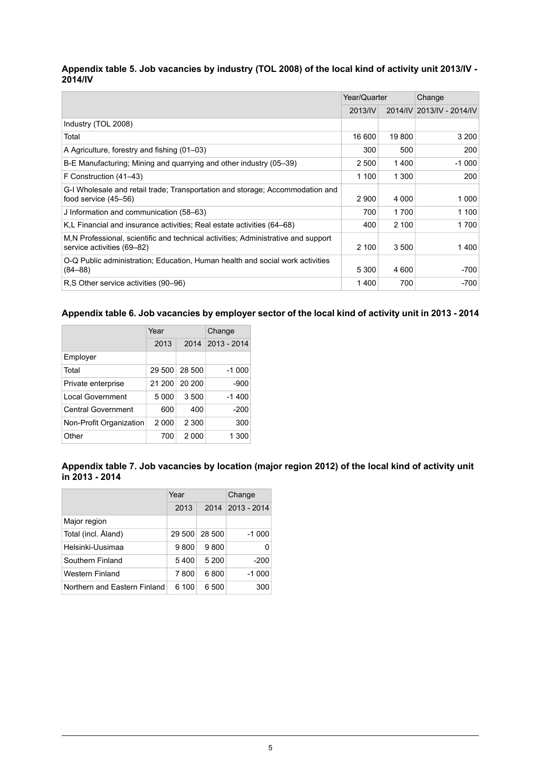### Appendix table 5. Job vacancies by industry (TOL 2008) of the local kind of activity unit 2013/IV - 2014/IV

| | Year/Quarter | | Change |
|---|---|---|---|
| | 2013/IV | 2014/IV | 2013/IV - 2014/IV |
| Industry (TOL 2008) | | | |
| Total | 16 600 | 19 800 | 3 200 |
| A Agriculture, forestry and fishing (01–03) | 300 | 500 | 200 |
| B-E Manufacturing; Mining and quarrying and other industry (05–39) | 2 500 | 1 400 | -1 000 |
| F Construction (41–43) | 1 100 | 1 300 | 200 |
| G-I Wholesale and retail trade; Transportation and storage; Accommodation and food service (45–56) | 2 900 | 4 000 | 1 000 |
| J Information and communication (58–63) | 700 | 1 700 | 1 100 |
| K,L Financial and insurance activities; Real estate activities (64–68) | 400 | 2 100 | 1 700 |
| M,N Professional, scientific and technical activities; Administrative and support service activities (69–82) | 2 100 | 3 500 | 1 400 |
| O-Q Public administration; Education, Human health and social work activities (84–88) | 5 300 | 4 600 | -700 |
| R,S Other service activities (90–96) | 1 400 | 700 | -700 |

### Appendix table 6. Job vacancies by employer sector of the local kind of activity unit in 2013 - 2014

| | Year | | Change |
|---|---|---|---|
| | 2013 | 2014 | 2013 - 2014 |
| Employer | | | |
| Total | 29 500 | 28 500 | -1 000 |
| Private enterprise | 21 200 | 20 200 | -900 |
| Local Government | 5 000 | 3 500 | -1 400 |
| Central Government | 600 | 400 | -200 |
| Non-Profit Organization | 2 000 | 2 300 | 300 |
| Other | 700 | 2 000 | 1 300 |

### Appendix table 7. Job vacancies by location (major region 2012) of the local kind of activity unit in 2013 - 2014

| | Year | | Change |
|---|---|---|---|
| | 2013 | 2014 | 2013 - 2014 |
| Major region | | | |
| Total (incl. Åland) | 29 500 | 28 500 | -1 000 |
| Helsinki-Uusimaa | 9 800 | 9 800 | 0 |
| Southern Finland | 5 400 | 5 200 | -200 |
| Western Finland | 7 800 | 6 800 | -1 000 |
| Northern and Eastern Finland | 6 100 | 6 500 | 300 |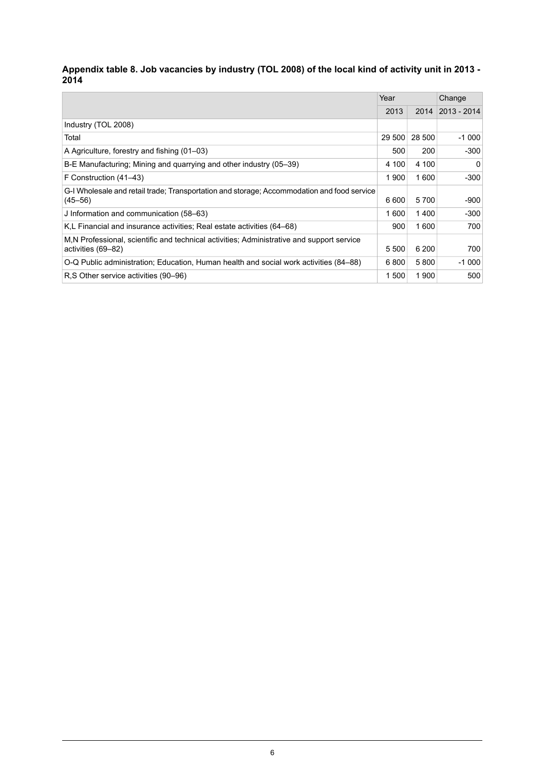### Appendix table 8. Job vacancies by industry (TOL 2008) of the local kind of activity unit in 2013 - 2014

| | Year | | Change |
|---|---|---|---|
| | 2013 | 2014 | 2013 - 2014 |
| Industry (TOL 2008) | | | |
| Total | 29 500 | 28 500 | -1 000 |
| A Agriculture, forestry and fishing (01–03) | 500 | 200 | -300 |
| B-E Manufacturing; Mining and quarrying and other industry (05–39) | 4 100 | 4 100 | 0 |
| F Construction (41–43) | 1 900 | 1 600 | -300 |
| G-I Wholesale and retail trade; Transportation and storage; Accommodation and food service (45–56) | 6 600 | 5 700 | -900 |
| J Information and communication (58–63) | 1 600 | 1 400 | -300 |
| K,L Financial and insurance activities; Real estate activities (64–68) | 900 | 1 600 | 700 |
| M,N Professional, scientific and technical activities; Administrative and support service activities (69–82) | 5 500 | 6 200 | 700 |
| O-Q Public administration; Education, Human health and social work activities (84–88) | 6 800 | 5 800 | -1 000 |
| R,S Other service activities (90–96) | 1 500 | 1 900 | 500 |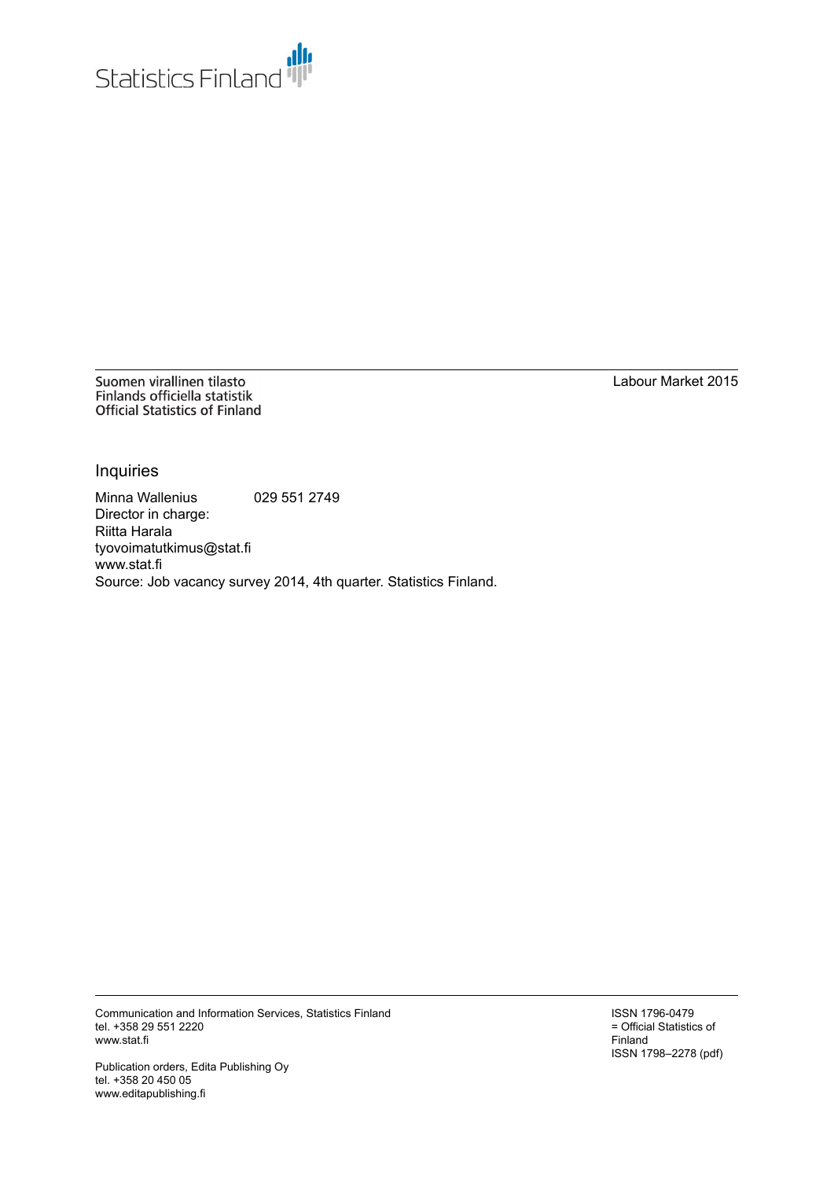Statistics Finland

Suomen virallinen tilasto
Finlands officiella statistik
**Official Statistics of Finland**

Labour Market 2015

## Inquiries

Minna Wallenius 029 551 2749
Director in charge:
Riitta Harala
tyovoimatutkimus@stat.fi
www.stat.fi
Source: Job vacancy survey 2014, 4th quarter. Statistics Finland.

Communication and Information Services, Statistics Finland
tel. +358 29 551 2220
www.stat.fi

Publication orders, Edita Publishing Oy
tel. +358 20 450 05
www.editapublishing.fi

ISSN 1796-0479
= Official Statistics of Finland
ISSN 1798–2278 (pdf)